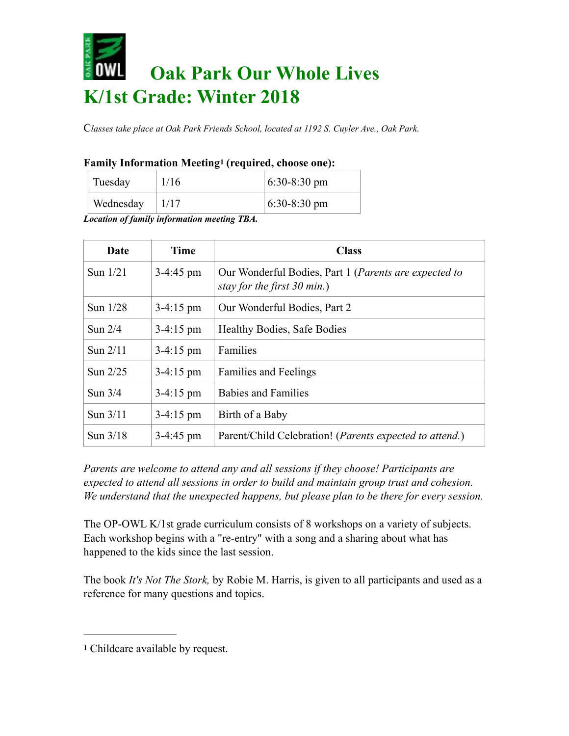# Oak Park Our Whole Lives
# K/1st Grade: Winter 2018

*Classes take place at Oak Park Friends School, located at 1192 S. Cuyler Ave., Oak Park.*

**Family Information Meeting[1] (required, choose one):**

| | | |
|---|---|---|
| Tuesday | 1/16 | 6:30-8:30 pm |
| Wednesday | 1/17 | 6:30-8:30 pm |

***Location of family information meeting TBA.***

| Date | Time | Class |
|---|---|---|
| Sun 1/21 | 3-4:45 pm | Our Wonderful Bodies, Part 1 (*Parents are expected to stay for the first 30 min.*) |
| Sun 1/28 | 3-4:15 pm | Our Wonderful Bodies, Part 2 |
| Sun 2/4 | 3-4:15 pm | Healthy Bodies, Safe Bodies |
| Sun 2/11 | 3-4:15 pm | Families |
| Sun 2/25 | 3-4:15 pm | Families and Feelings |
| Sun 3/4 | 3-4:15 pm | Babies and Families |
| Sun 3/11 | 3-4:15 pm | Birth of a Baby |
| Sun 3/18 | 3-4:45 pm | Parent/Child Celebration! (*Parents expected to attend.*) |

*Parents are welcome to attend any and all sessions if they choose! Participants are expected to attend all sessions in order to build and maintain group trust and cohesion. We understand that the unexpected happens, but please plan to be there for every session.*

The OP-OWL K/1st grade curriculum consists of 8 workshops on a variety of subjects. Each workshop begins with a "re-entry" with a song and a sharing about what has happened to the kids since the last session.

The book *It's Not The Stork,* by Robie M. Harris, is given to all participants and used as a reference for many questions and topics.

---

[1] Childcare available by request.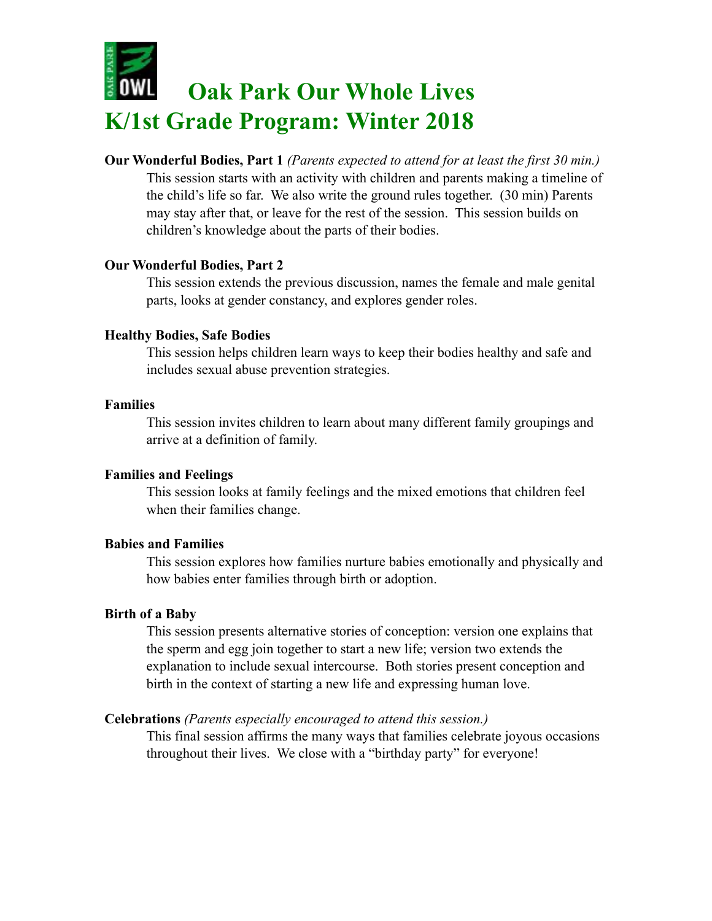# Oak Park Our Whole Lives
## K/1st Grade Program: Winter 2018

**Our Wonderful Bodies, Part 1** *(Parents expected to attend for at least the first 30 min.)*

This session starts with an activity with children and parents making a timeline of the child's life so far. We also write the ground rules together. (30 min) Parents may stay after that, or leave for the rest of the session. This session builds on children's knowledge about the parts of their bodies.

**Our Wonderful Bodies, Part 2**

This session extends the previous discussion, names the female and male genital parts, looks at gender constancy, and explores gender roles.

**Healthy Bodies, Safe Bodies**

This session helps children learn ways to keep their bodies healthy and safe and includes sexual abuse prevention strategies.

**Families**

This session invites children to learn about many different family groupings and arrive at a definition of family.

**Families and Feelings**

This session looks at family feelings and the mixed emotions that children feel when their families change.

**Babies and Families**

This session explores how families nurture babies emotionally and physically and how babies enter families through birth or adoption.

**Birth of a Baby**

This session presents alternative stories of conception: version one explains that the sperm and egg join together to start a new life; version two extends the explanation to include sexual intercourse. Both stories present conception and birth in the context of starting a new life and expressing human love.

**Celebrations** *(Parents especially encouraged to attend this session.)*

This final session affirms the many ways that families celebrate joyous occasions throughout their lives. We close with a "birthday party" for everyone!